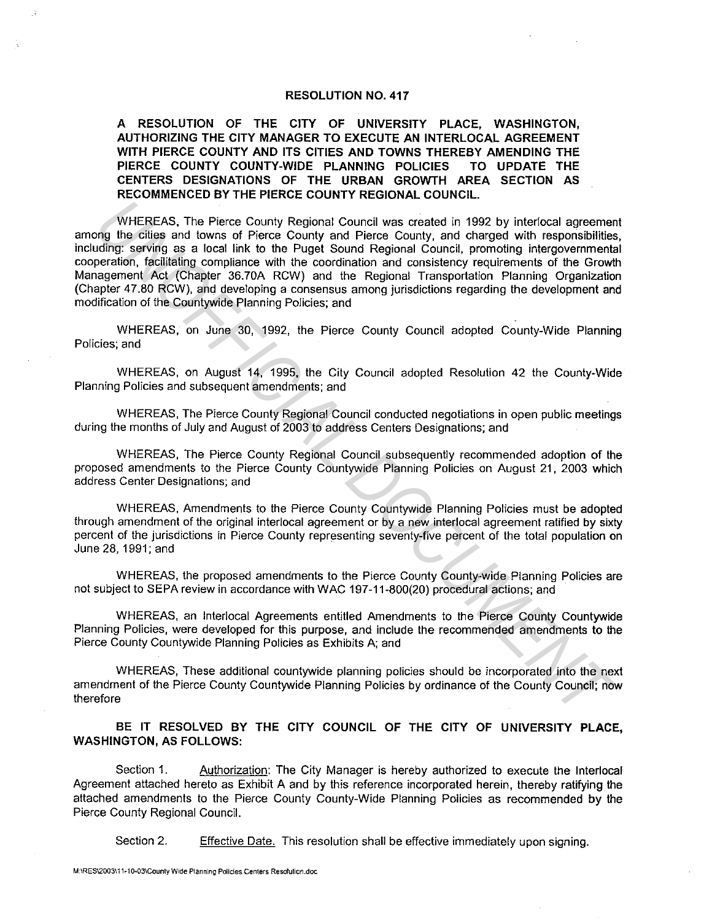# RESOLUTION NO. 417

**A RESOLUTION OF THE CITY OF UNIVERSITY PLACE, WASHINGTON, AUTHORIZING THE CITY MANAGER TO EXECUTE AN INTERLOCAL AGREEMENT WITH PIERCE COUNTY AND ITS CITIES AND TOWNS THEREBY AMENDING THE PIERCE COUNTY COUNTY-WIDE PLANNING POLICIES TO UPDATE THE CENTERS DESIGNATIONS OF THE URBAN GROWTH AREA SECTION AS RECOMMENCED BY THE PIERCE COUNTY REGIONAL COUNCIL.**

WHEREAS, The Pierce County Regional Council was created in 1992 by interlocal agreement among the cities and towns of Pierce County and Pierce County, and charged with responsibilities, including: serving as a local link to the Puget Sound Regional Council, promoting intergovernmental cooperation, facilitating compliance with the coordination and consistency requirements of the Growth Management Act (Chapter 36.70A RCW) and the Regional Transportation Planning Organization (Chapter 47.80 RCW), and developing a consensus among jurisdictions regarding the development and modification of the Countywide Planning Policies; and

WHEREAS, on June 30, 1992, the Pierce County Council adopted County-Wide Planning Policies; and

WHEREAS, on August 14, 1995, the City Council adopted Resolution 42 the County-Wide Planning Policies and subsequent amendments; and

WHEREAS, The Pierce County Regional Council conducted negotiations in open public meetings during the months of July and August of 2003 to address Centers Designations; and

WHEREAS, The Pierce County Regional Council subsequently recommended adoption of the proposed amendments to the Pierce County Countywide Planning Policies on August 21, 2003 which address Center Designations; and

WHEREAS, Amendments to the Pierce County Countywide Planning Policies must be adopted through amendment of the original interlocal agreement or by a new interlocal agreement ratified by sixty percent of the jurisdictions in Pierce County representing seventy-five percent of the total population on June 28, 1991; and

WHEREAS, the proposed amendments to the Pierce County County-wide Planning Policies are not subject to SEPA review in accordance with WAC 197-11-800(20) procedural actions; and

WHEREAS, an Interlocal Agreements entitled Amendments to the Pierce County Countywide Planning Policies, were developed for this purpose, and include the recommended amendments to the Pierce County Countywide Planning Policies as Exhibits A; and

WHEREAS, These additional countywide planning policies should be incorporated into the next amendment of the Pierce County Countywide Planning Policies by ordinance of the County Council; now therefore

**BE IT RESOLVED BY THE CITY COUNCIL OF THE CITY OF UNIVERSITY PLACE, WASHINGTON, AS FOLLOWS:**

Section 1. Authorization: The City Manager is hereby authorized to execute the Interlocal Agreement attached hereto as Exhibit A and by this reference incorporated herein, thereby ratifying the attached amendments to the Pierce County County-Wide Planning Policies as recommended by the Pierce County Regional Council.

Section 2. Effective Date. This resolution shall be effective immediately upon signing.

M:\RES\2003\11-10-03\County Wide Planning Policies Centers Resolution.doc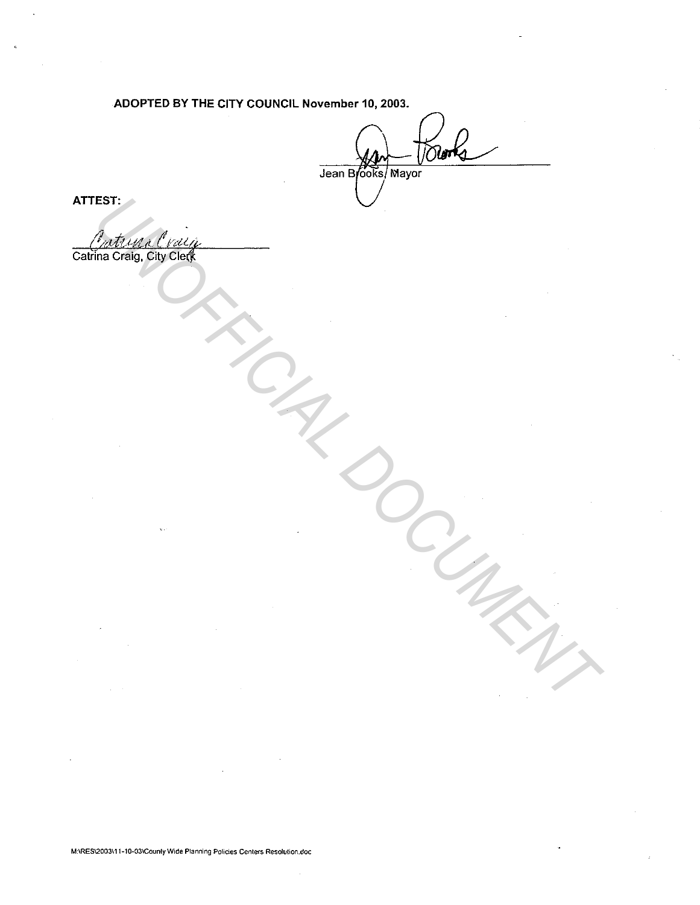**ADOPTED BY THE CITY COUNCIL November 10, 2003.**

Jean Brooks, Mayor

**ATTEST:**

Catrina Craig, City Clerk

UNOFFICIAL DOCUMENT

M:\RES\2003\11-10-03\County Wide Planning Policies Centers Resolution.doc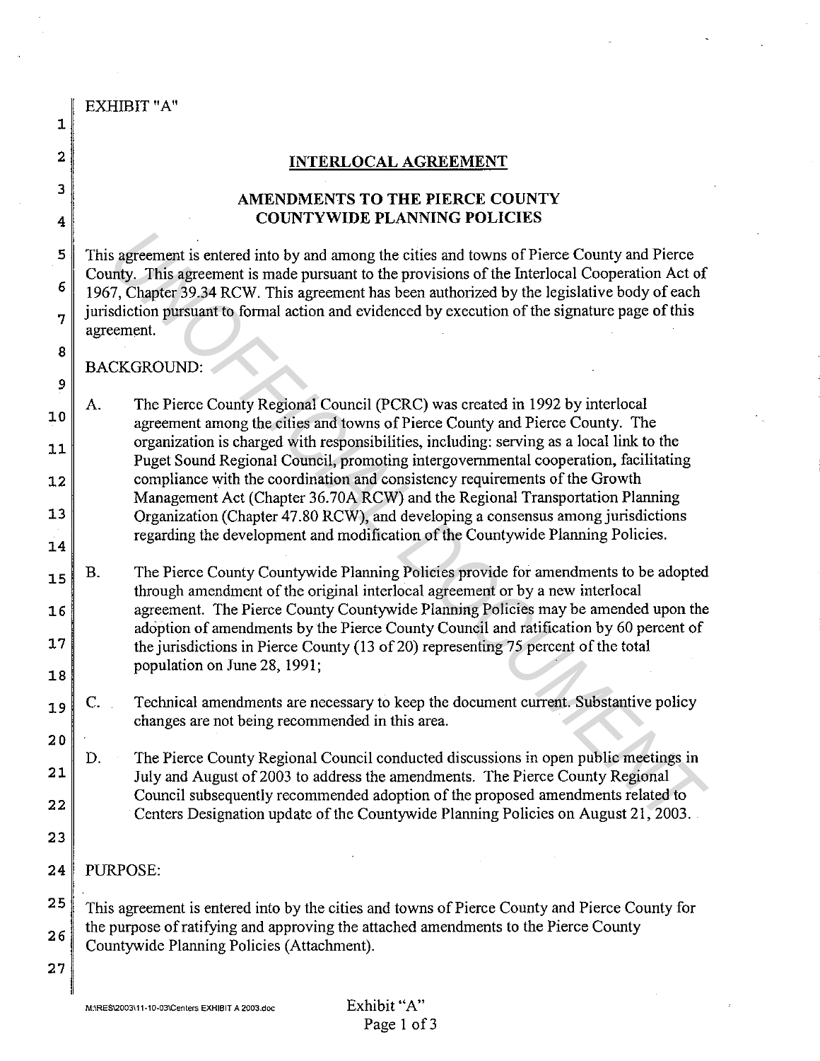EXHIBIT "A"

## INTERLOCAL AGREEMENT

### AMENDMENTS TO THE PIERCE COUNTY COUNTYWIDE PLANNING POLICIES

This agreement is entered into by and among the cities and towns of Pierce County and Pierce County. This agreement is made pursuant to the provisions of the Interlocal Cooperation Act of 1967, Chapter 39.34 RCW. This agreement has been authorized by the legislative body of each jurisdiction pursuant to formal action and evidenced by execution of the signature page of this agreement.

BACKGROUND:

A. The Pierce County Regional Council (PCRC) was created in 1992 by interlocal agreement among the cities and towns of Pierce County and Pierce County. The organization is charged with responsibilities, including: serving as a local link to the Puget Sound Regional Council, promoting intergovernmental cooperation, facilitating compliance with the coordination and consistency requirements of the Growth Management Act (Chapter 36.70A RCW) and the Regional Transportation Planning Organization (Chapter 47.80 RCW), and developing a consensus among jurisdictions regarding the development and modification of the Countywide Planning Policies.

B. The Pierce County Countywide Planning Policies provide for amendments to be adopted through amendment of the original interlocal agreement or by a new interlocal agreement. The Pierce County Countywide Planning Policies may be amended upon the adoption of amendments by the Pierce County Council and ratification by 60 percent of the jurisdictions in Pierce County (13 of 20) representing 75 percent of the total population on June 28, 1991;

C. Technical amendments are necessary to keep the document current. Substantive policy changes are not being recommended in this area.

D. The Pierce County Regional Council conducted discussions in open public meetings in July and August of 2003 to address the amendments. The Pierce County Regional Council subsequently recommended adoption of the proposed amendments related to Centers Designation update of the Countywide Planning Policies on August 21, 2003.

PURPOSE:

This agreement is entered into by the cities and towns of Pierce County and Pierce County for the purpose of ratifying and approving the attached amendments to the Pierce County Countywide Planning Policies (Attachment).

M:\RES\2003\11-10-03\Centers EXHIBIT A 2003.doc

Exhibit "A"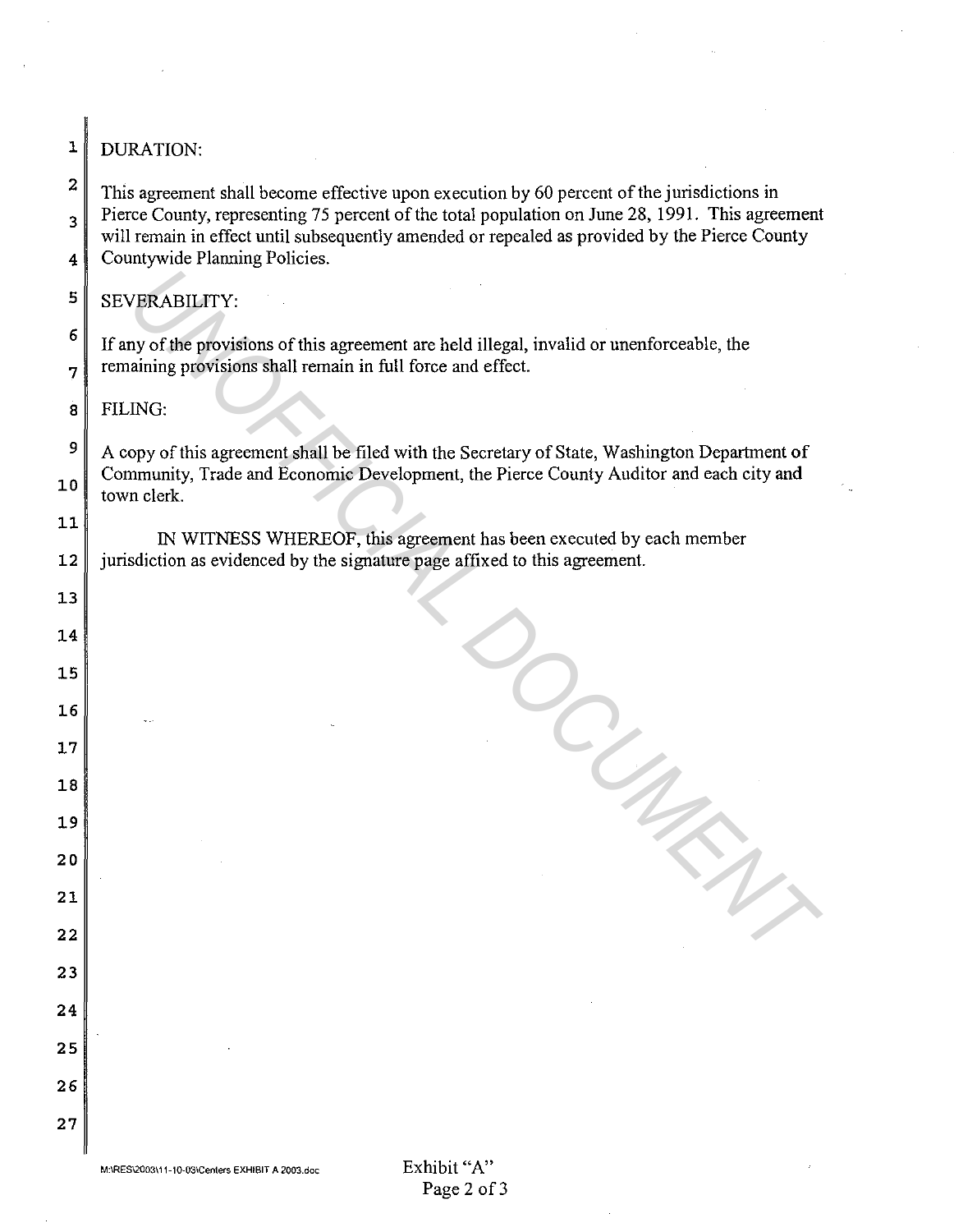DURATION:

This agreement shall become effective upon execution by 60 percent of the jurisdictions in Pierce County, representing 75 percent of the total population on June 28, 1991. This agreement will remain in effect until subsequently amended or repealed as provided by the Pierce County Countywide Planning Policies.

SEVERABILITY:

If any of the provisions of this agreement are held illegal, invalid or unenforceable, the remaining provisions shall remain in full force and effect.

FILING:

A copy of this agreement shall be filed with the Secretary of State, Washington Department of Community, Trade and Economic Development, the Pierce County Auditor and each city and town clerk.

IN WITNESS WHEREOF, this agreement has been executed by each member jurisdiction as evidenced by the signature page affixed to this agreement.

M:\RES\2003\11-10-03\Centers EXHIBIT A 2003.doc

Exhibit "A"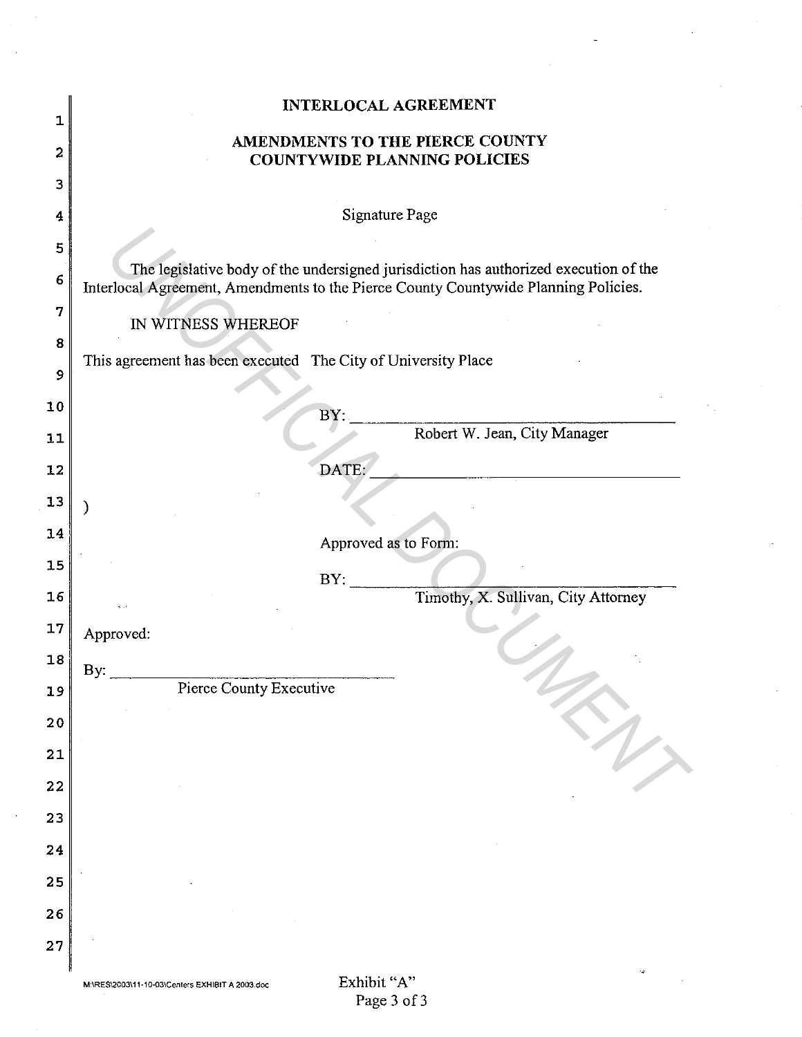**INTERLOCAL AGREEMENT**

**AMENDMENTS TO THE PIERCE COUNTY COUNTYWIDE PLANNING POLICIES**

Signature Page

The legislative body of the undersigned jurisdiction has authorized execution of the Interlocal Agreement, Amendments to the Pierce County Countywide Planning Policies.

IN WITNESS WHEREOF

This agreement has been executed The City of University Place

BY: \_\_\_\_\_\_\_\_\_\_\_\_\_\_\_\_\_\_\_\_\_\_\_\_\_\_\_\_\_\_\_\_\_\_\_\_
Robert W. Jean, City Manager

DATE: \_\_\_\_\_\_\_\_\_\_\_\_\_\_\_\_\_\_\_\_\_\_\_\_\_\_\_\_\_\_\_\_\_\_\_\_

)

Approved as to Form:

BY: \_\_\_\_\_\_\_\_\_\_\_\_\_\_\_\_\_\_\_\_\_\_\_\_\_\_\_\_\_\_\_\_\_\_\_\_
Timothy, X. Sullivan, City Attorney

Approved:

By: \_\_\_\_\_\_\_\_\_\_\_\_\_\_\_\_\_\_\_\_\_\_\_\_\_\_\_\_\_\_\_\_\_\_\_\_
Pierce County Executive

M:\RES\2003\11-10-03\Centers EXHIBIT A 2003.doc

Exhibit "A"